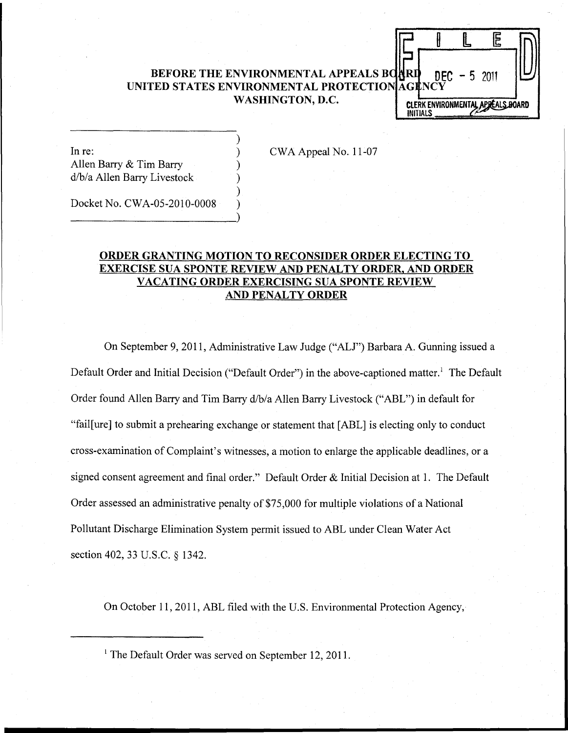**BEFORE THE ENVIRONMENTAL APPEALS BOARD**
**UNITED STATES ENVIRONMENTAL PROTECTION AGENCY**
**WASHINGTON, D.C.**

FILED
DEC - 5 2011
CLERK ENVIRONMENTAL APPEALS BOARD
INITIALS ____

In re:
Allen Barry & Tim Barry
d/b/a Allen Barry Livestock

Docket No. CWA-05-2010-0008

CWA Appeal No. 11-07

**ORDER GRANTING MOTION TO RECONSIDER ORDER ELECTING TO EXERCISE SUA SPONTE REVIEW AND PENALTY ORDER, AND ORDER VACATING ORDER EXERCISING SUA SPONTE REVIEW AND PENALTY ORDER**

On September 9, 2011, Administrative Law Judge ("ALJ") Barbara A. Gunning issued a Default Order and Initial Decision ("Default Order") in the above-captioned matter.[1] The Default Order found Allen Barry and Tim Barry d/b/a Allen Barry Livestock ("ABL") in default for "fail[ure] to submit a prehearing exchange or statement that [ABL] is electing only to conduct cross-examination of Complaint's witnesses, a motion to enlarge the applicable deadlines, or a signed consent agreement and final order." Default Order & Initial Decision at 1. The Default Order assessed an administrative penalty of $75,000 for multiple violations of a National Pollutant Discharge Elimination System permit issued to ABL under Clean Water Act section 402, 33 U.S.C. § 1342.

On October 11, 2011, ABL filed with the U.S. Environmental Protection Agency,

[1] The Default Order was served on September 12, 2011.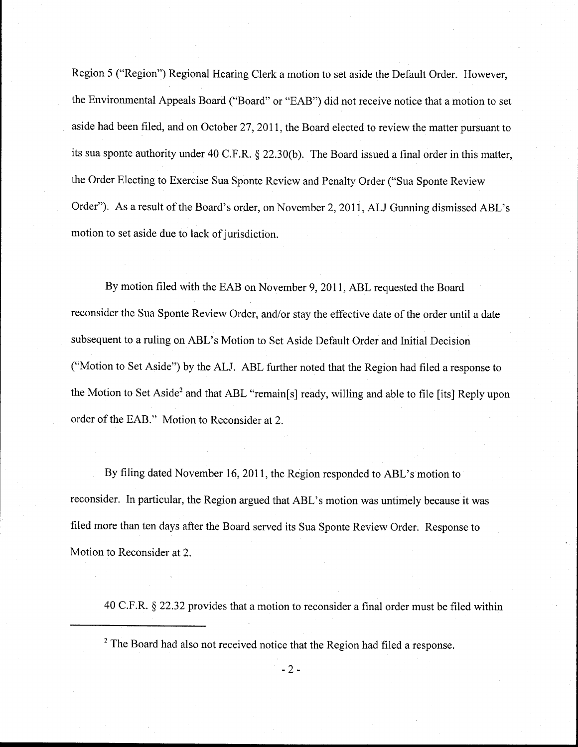Region 5 ("Region") Regional Hearing Clerk a motion to set aside the Default Order. However, the Environmental Appeals Board ("Board" or "EAB") did not receive notice that a motion to set aside had been filed, and on October 27, 2011, the Board elected to review the matter pursuant to its sua sponte authority under 40 C.F.R. § 22.30(b). The Board issued a final order in this matter, the Order Electing to Exercise Sua Sponte Review and Penalty Order ("Sua Sponte Review Order"). As a result of the Board's order, on November 2, 2011, ALJ Gunning dismissed ABL's motion to set aside due to lack of jurisdiction.

By motion filed with the EAB on November 9, 2011, ABL requested the Board reconsider the Sua Sponte Review Order, and/or stay the effective date of the order until a date subsequent to a ruling on ABL's Motion to Set Aside Default Order and Initial Decision ("Motion to Set Aside") by the ALJ. ABL further noted that the Region had filed a response to the Motion to Set Aside[2] and that ABL "remain[s] ready, willing and able to file [its] Reply upon order of the EAB." Motion to Reconsider at 2.

By filing dated November 16, 2011, the Region responded to ABL's motion to reconsider. In particular, the Region argued that ABL's motion was untimely because it was filed more than ten days after the Board served its Sua Sponte Review Order. Response to Motion to Reconsider at 2.

40 C.F.R. § 22.32 provides that a motion to reconsider a final order must be filed within

[2] The Board had also not received notice that the Region had filed a response.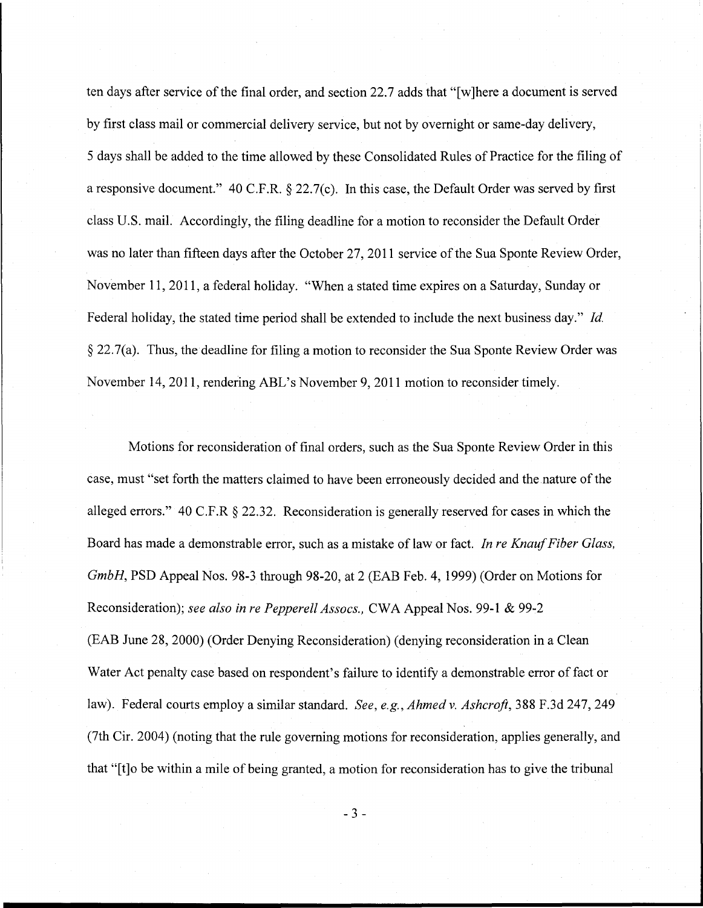ten days after service of the final order, and section 22.7 adds that "[w]here a document is served by first class mail or commercial delivery service, but not by overnight or same-day delivery, 5 days shall be added to the time allowed by these Consolidated Rules of Practice for the filing of a responsive document." 40 C.F.R. § 22.7(c). In this case, the Default Order was served by first class U.S. mail. Accordingly, the filing deadline for a motion to reconsider the Default Order was no later than fifteen days after the October 27, 2011 service of the Sua Sponte Review Order, November 11, 2011, a federal holiday. "When a stated time expires on a Saturday, Sunday or Federal holiday, the stated time period shall be extended to include the next business day." *Id.* § 22.7(a). Thus, the deadline for filing a motion to reconsider the Sua Sponte Review Order was November 14, 2011, rendering ABL's November 9, 2011 motion to reconsider timely.

Motions for reconsideration of final orders, such as the Sua Sponte Review Order in this case, must "set forth the matters claimed to have been erroneously decided and the nature of the alleged errors." 40 C.F.R § 22.32. Reconsideration is generally reserved for cases in which the Board has made a demonstrable error, such as a mistake of law or fact. *In re Knauf Fiber Glass, GmbH*, PSD Appeal Nos. 98-3 through 98-20, at 2 (EAB Feb. 4, 1999) (Order on Motions for Reconsideration); *see also in re Pepperell Assocs.,* CWA Appeal Nos. 99-1 & 99-2 (EAB June 28, 2000) (Order Denying Reconsideration) (denying reconsideration in a Clean Water Act penalty case based on respondent's failure to identify a demonstrable error of fact or law). Federal courts employ a similar standard. *See, e.g., Ahmed v. Ashcroft*, 388 F.3d 247, 249 (7th Cir. 2004) (noting that the rule governing motions for reconsideration, applies generally, and that "[t]o be within a mile of being granted, a motion for reconsideration has to give the tribunal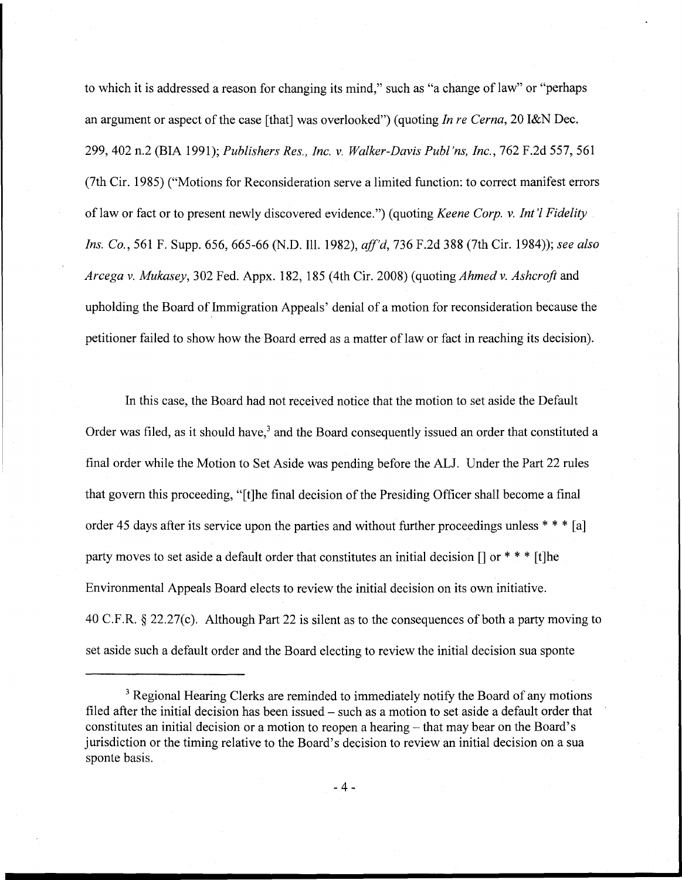to which it is addressed a reason for changing its mind," such as "a change of law" or "perhaps an argument or aspect of the case [that] was overlooked") (quoting *In re Cerna*, 20 I&N Dec. 299, 402 n.2 (BIA 1991); *Publishers Res., Inc. v. Walker-Davis Publ'ns, Inc.*, 762 F.2d 557, 561 (7th Cir. 1985) ("Motions for Reconsideration serve a limited function: to correct manifest errors of law or fact or to present newly discovered evidence.") (quoting *Keene Corp. v. Int'l Fidelity Ins. Co.*, 561 F. Supp. 656, 665-66 (N.D. Ill. 1982), *aff'd*, 736 F.2d 388 (7th Cir. 1984)); *see also Arcega v. Mukasey*, 302 Fed. Appx. 182, 185 (4th Cir. 2008) (quoting *Ahmed v. Ashcroft* and upholding the Board of Immigration Appeals' denial of a motion for reconsideration because the petitioner failed to show how the Board erred as a matter of law or fact in reaching its decision).

In this case, the Board had not received notice that the motion to set aside the Default Order was filed, as it should have,[3] and the Board consequently issued an order that constituted a final order while the Motion to Set Aside was pending before the ALJ. Under the Part 22 rules that govern this proceeding, "[t]he final decision of the Presiding Officer shall become a final order 45 days after its service upon the parties and without further proceedings unless * * * [a] party moves to set aside a default order that constitutes an initial decision [] or * * * [t]he Environmental Appeals Board elects to review the initial decision on its own initiative. 40 C.F.R. § 22.27(c). Although Part 22 is silent as to the consequences of both a party moving to set aside such a default order and the Board electing to review the initial decision sua sponte

[3] Regional Hearing Clerks are reminded to immediately notify the Board of any motions filed after the initial decision has been issued – such as a motion to set aside a default order that constitutes an initial decision or a motion to reopen a hearing – that may bear on the Board's jurisdiction or the timing relative to the Board's decision to review an initial decision on a sua sponte basis.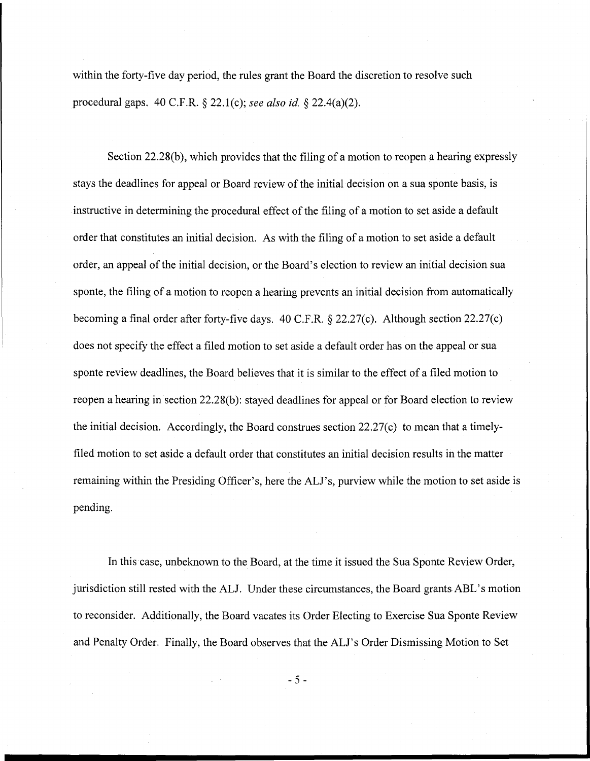within the forty-five day period, the rules grant the Board the discretion to resolve such procedural gaps. 40 C.F.R. § 22.1(c); *see also id.* § 22.4(a)(2).

Section 22.28(b), which provides that the filing of a motion to reopen a hearing expressly stays the deadlines for appeal or Board review of the initial decision on a sua sponte basis, is instructive in determining the procedural effect of the filing of a motion to set aside a default order that constitutes an initial decision. As with the filing of a motion to set aside a default order, an appeal of the initial decision, or the Board's election to review an initial decision sua sponte, the filing of a motion to reopen a hearing prevents an initial decision from automatically becoming a final order after forty-five days. 40 C.F.R. § 22.27(c). Although section 22.27(c) does not specify the effect a filed motion to set aside a default order has on the appeal or sua sponte review deadlines, the Board believes that it is similar to the effect of a filed motion to reopen a hearing in section 22.28(b): stayed deadlines for appeal or for Board election to review the initial decision. Accordingly, the Board construes section 22.27(c) to mean that a timely-filed motion to set aside a default order that constitutes an initial decision results in the matter remaining within the Presiding Officer's, here the ALJ's, purview while the motion to set aside is pending.

In this case, unbeknown to the Board, at the time it issued the Sua Sponte Review Order, jurisdiction still rested with the ALJ. Under these circumstances, the Board grants ABL's motion to reconsider. Additionally, the Board vacates its Order Electing to Exercise Sua Sponte Review and Penalty Order. Finally, the Board observes that the ALJ's Order Dismissing Motion to Set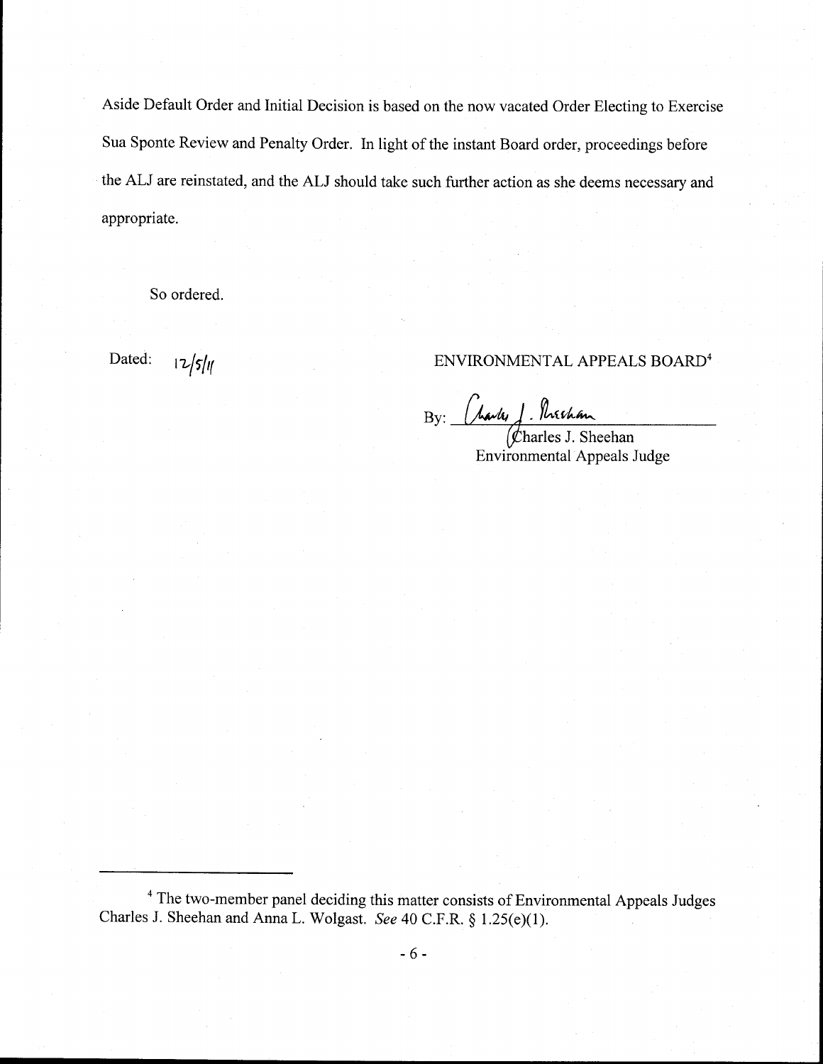Aside Default Order and Initial Decision is based on the now vacated Order Electing to Exercise Sua Sponte Review and Penalty Order. In light of the instant Board order, proceedings before the ALJ are reinstated, and the ALJ should take such further action as she deems necessary and appropriate.

So ordered.

Dated: 12/5/11

ENVIRONMENTAL APPEALS BOARD[4]

By: Charles J. Sheehan
Charles J. Sheehan
Environmental Appeals Judge

---

[4] The two-member panel deciding this matter consists of Environmental Appeals Judges Charles J. Sheehan and Anna L. Wolgast. *See* 40 C.F.R. § 1.25(e)(1).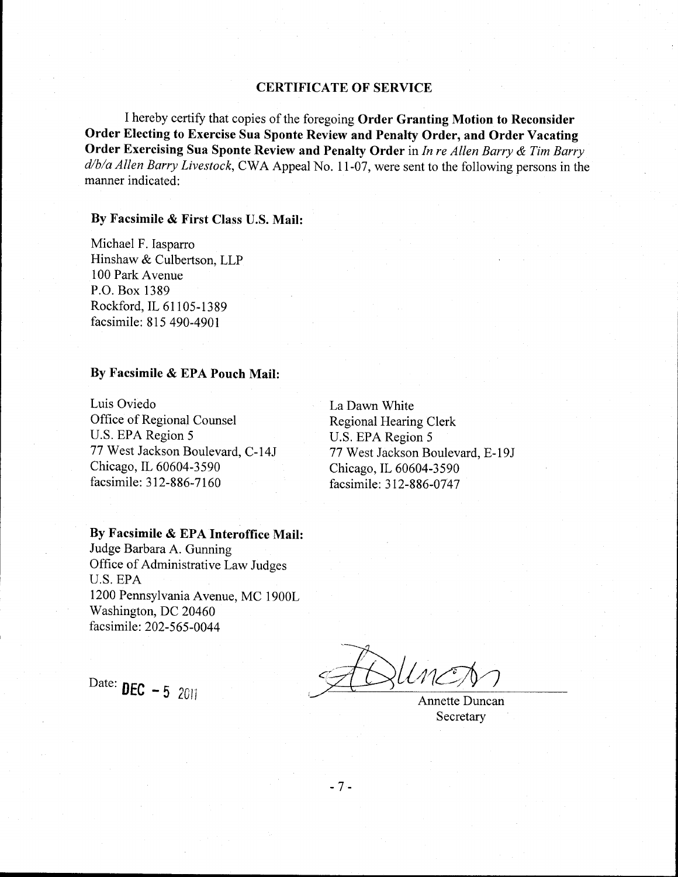## CERTIFICATE OF SERVICE

I hereby certify that copies of the foregoing **Order Granting Motion to Reconsider Order Electing to Exercise Sua Sponte Review and Penalty Order, and Order Vacating Order Exercising Sua Sponte Review and Penalty Order** in *In re Allen Barry & Tim Barry d/b/a Allen Barry Livestock*, CWA Appeal No. 11-07, were sent to the following persons in the manner indicated:

**By Facsimile & First Class U.S. Mail:**

Michael F. Iasparro
Hinshaw & Culbertson, LLP
100 Park Avenue
P.O. Box 1389
Rockford, IL 61105-1389
facsimile: 815 490-4901

**By Facsimile & EPA Pouch Mail:**

Luis Oviedo
Office of Regional Counsel
U.S. EPA Region 5
77 West Jackson Boulevard, C-14J
Chicago, IL 60604-3590
facsimile: 312-886-7160

La Dawn White
Regional Hearing Clerk
U.S. EPA Region 5
77 West Jackson Boulevard, E-19J
Chicago, IL 60604-3590
facsimile: 312-886-0747

**By Facsimile & EPA Interoffice Mail:**
Judge Barbara A. Gunning
Office of Administrative Law Judges
U.S. EPA
1200 Pennsylvania Avenue, MC 1900L
Washington, DC 20460
facsimile: 202-565-0044

Date: DEC - 5 2011

Annette Duncan
Secretary